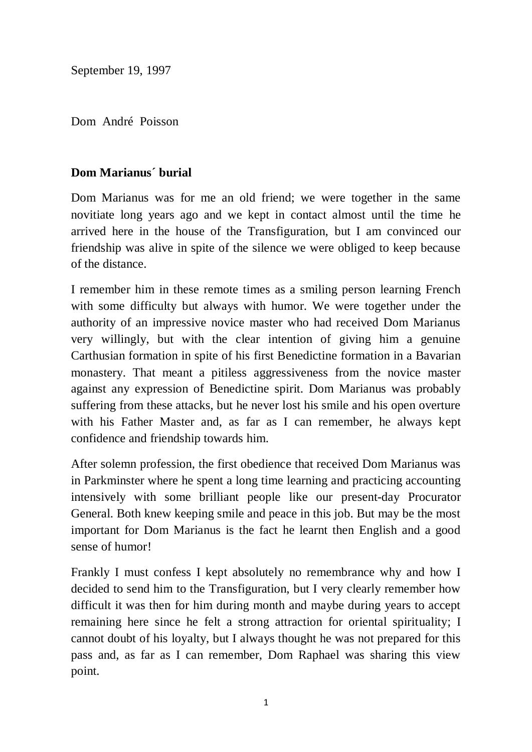September 19, 1997

Dom André Poisson

**Dom Marianus´ burial**

Dom Marianus was for me an old friend; we were together in the same novitiate long years ago and we kept in contact almost until the time he arrived here in the house of the Transfiguration, but I am convinced our friendship was alive in spite of the silence we were obliged to keep because of the distance.

I remember him in these remote times as a smiling person learning French with some difficulty but always with humor. We were together under the authority of an impressive novice master who had received Dom Marianus very willingly, but with the clear intention of giving him a genuine Carthusian formation in spite of his first Benedictine formation in a Bavarian monastery. That meant a pitiless aggressiveness from the novice master against any expression of Benedictine spirit. Dom Marianus was probably suffering from these attacks, but he never lost his smile and his open overture with his Father Master and, as far as I can remember, he always kept confidence and friendship towards him.

After solemn profession, the first obedience that received Dom Marianus was in Parkminster where he spent a long time learning and practicing accounting intensively with some brilliant people like our present-day Procurator General. Both knew keeping smile and peace in this job. But may be the most important for Dom Marianus is the fact he learnt then English and a good sense of humor!

Frankly I must confess I kept absolutely no remembrance why and how I decided to send him to the Transfiguration, but I very clearly remember how difficult it was then for him during month and maybe during years to accept remaining here since he felt a strong attraction for oriental spirituality; I cannot doubt of his loyalty, but I always thought he was not prepared for this pass and, as far as I can remember, Dom Raphael was sharing this view point.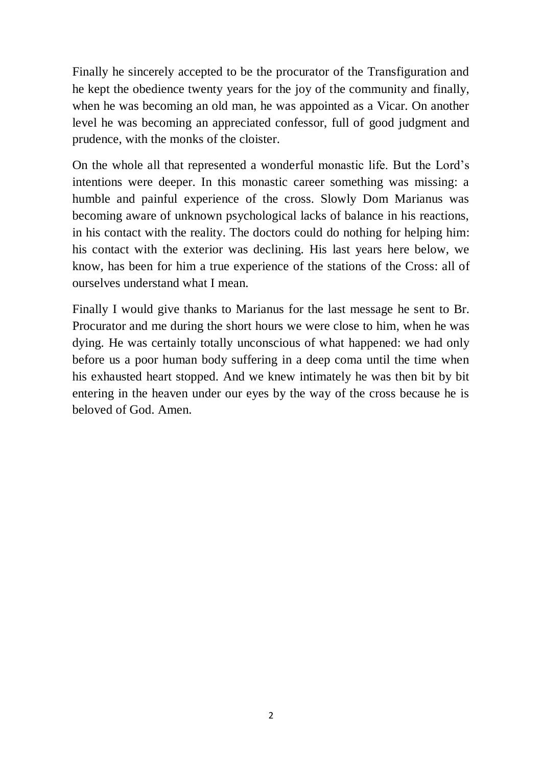Finally he sincerely accepted to be the procurator of the Transfiguration and he kept the obedience twenty years for the joy of the community and finally, when he was becoming an old man, he was appointed as a Vicar. On another level he was becoming an appreciated confessor, full of good judgment and prudence, with the monks of the cloister.

On the whole all that represented a wonderful monastic life. But the Lord's intentions were deeper. In this monastic career something was missing: a humble and painful experience of the cross. Slowly Dom Marianus was becoming aware of unknown psychological lacks of balance in his reactions, in his contact with the reality. The doctors could do nothing for helping him: his contact with the exterior was declining. His last years here below, we know, has been for him a true experience of the stations of the Cross: all of ourselves understand what I mean.

Finally I would give thanks to Marianus for the last message he sent to Br. Procurator and me during the short hours we were close to him, when he was dying. He was certainly totally unconscious of what happened: we had only before us a poor human body suffering in a deep coma until the time when his exhausted heart stopped. And we knew intimately he was then bit by bit entering in the heaven under our eyes by the way of the cross because he is beloved of God. Amen.